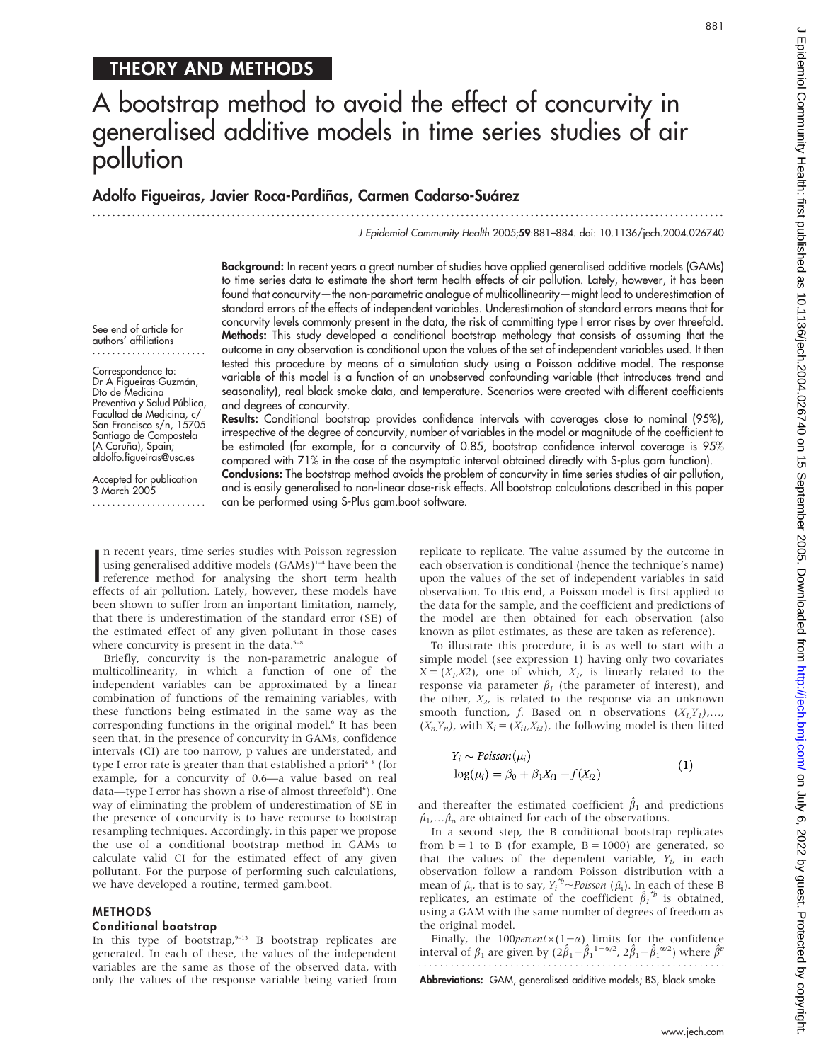THEORY AND METHODS

# A bootstrap method to avoid the effect of concurvity in generalised additive models in time series studies of air pollution

**Adolfo Figueiras, Javier Roca-Pardiñas, Carmen Cadarso-Suárez**

J Epidemiol Community Health 2005;59:881–884. doi: 10.1136/jech.2004.026740

See end of article for authors' affiliations

Correspondence to: Dr A Figueiras-Guzmán, Dto de Medicina Preventiva y Salud Pública, Facultad de Medicina, c/ San Francisco s/n, 15705 Santiago de Compostela (A Coruña), Spain; aldolfo.figueiras@usc.es

Accepted for publication 3 March 2005

**Background:** In recent years a great number of studies have applied generalised additive models (GAMs) to time series data to estimate the short term health effects of air pollution. Lately, however, it has been found that concurvity—the non-parametric analogue of multicollinearity—might lead to underestimation of standard errors of the effects of independent variables. Underestimation of standard errors means that for concurvity levels commonly present in the data, the risk of committing type I error rises by over threefold.

**Methods:** This study developed a conditional bootstrap methodology that consists of assuming that the outcome in any observation is conditional upon the values of the set of independent variables used. It then tested this procedure by means of a simulation study using a Poisson additive model. The response variable of this model is a function of an unobserved confounding variable (that introduces trend and seasonality), real black smoke data, and temperature. Scenarios were created with different coefficients and degrees of concurvity.

**Results:** Conditional bootstrap provides confidence intervals with coverages close to nominal (95%), irrespective of the degree of concurvity, number of variables in the model or magnitude of the coefficient to be estimated (for example, for a concurvity of 0.85, bootstrap confidence interval coverage is 95% compared with 71% in the case of the asymptotic interval obtained directly with S-plus gam function).

**Conclusions:** The bootstrap method avoids the problem of concurvity in time series studies of air pollution, and is easily generalised to non-linear dose-risk effects. All bootstrap calculations described in this paper can be performed using S-Plus gam.boot software.

In recent years, time series studies with Poisson regression using generalised additive models (GAMs)[1–4] have been the reference method for analysing the short term health effects of air pollution. Lately, however, these models have been shown to suffer from an important limitation, namely, that there is underestimation of the standard error (SE) of the estimated effect of any given pollutant in those cases where concurvity is present in the data.[5–8]

Briefly, concurvity is the non-parametric analogue of multicollinearity, in which a function of one of the independent variables can be approximated by a linear combination of functions of the remaining variables, with these functions being estimated in the same way as the corresponding functions in the original model.[6] It has been seen that, in the presence of concurvity in GAMs, confidence intervals (CI) are too narrow, p values are understated, and type I error rate is greater than that established a priori[6 8] (for example, for a concurvity of 0.6—a value based on real data—type I error has shown a rise of almost threefold[6]). One way of eliminating the problem of underestimation of SE in the presence of concurvity is to have recourse to bootstrap resampling techniques. Accordingly, in this paper we propose the use of a conditional bootstrap method in GAMs to calculate valid CI for the estimated effect of any given pollutant. For the purpose of performing such calculations, we have developed a routine, termed gam.boot.

## METHODS

### Conditional bootstrap

In this type of bootstrap,[9–13] B bootstrap replicates are generated. In each of these, the values of the independent variables are the same as those of the observed data, with only the values of the response variable being varied from replicate to replicate. The value assumed by the outcome in each observation is conditional (hence the technique's name) upon the values of the set of independent variables in said observation. To this end, a Poisson model is first applied to the data for the sample, and the coefficient and predictions of the model are then obtained for each observation (also known as pilot estimates, as these are taken as reference).

To illustrate this procedure, it is as well to start with a simple model (see expression 1) having only two covariates $X = (X_1, X2)$, one of which, $X_1$, is linearly related to the response via parameter $\beta_1$ (the parameter of interest), and the other, $X_2$, is related to the response via an unknown smooth function, $f$. Based on n observations $(X_1, Y_1), \ldots, (X_n, Y_n)$, with $X_i = (X_{i1}, X_{i2})$, the following model is then fitted

$$
\begin{aligned}
&Y_i \sim Poisson(\mu_i) \\
&\log(\mu_i) = \beta_0 + \beta_1 X_{i1} + f(X_{i2})
\end{aligned}
\qquad (1)
$$

and thereafter the estimated coefficient $\hat{\beta}_1$ and predictions $\hat{\mu}_1, \ldots \hat{\mu}_n$ are obtained for each of the observations.

In a second step, the B conditional bootstrap replicates from b = 1 to B (for example, B = 1000) are generated, so that the values of the dependent variable, $Y_i$, in each observation follow a random Poisson distribution with a mean of $\hat{\mu}_i$, that is to say, $Y_i^{*b} \sim Poisson(\hat{\mu}_i)$. In each of these B replicates, an estimate of the coefficient $\hat{\beta}_1^{*b}$ is obtained, using a GAM with the same number of degrees of freedom as the original model.

Finally, the $100percent \times (1-\alpha)$ limits for the confidence interval of $\beta_1$ are given by $(2\hat{\beta}_1 - \hat{\beta}_1^{1-\alpha/2}, 2\hat{\beta}_1 - \hat{\beta}_1^{\alpha/2})$ where $\hat{\beta}^p$

**Abbreviations:** GAM, generalised additive models; BS, black smoke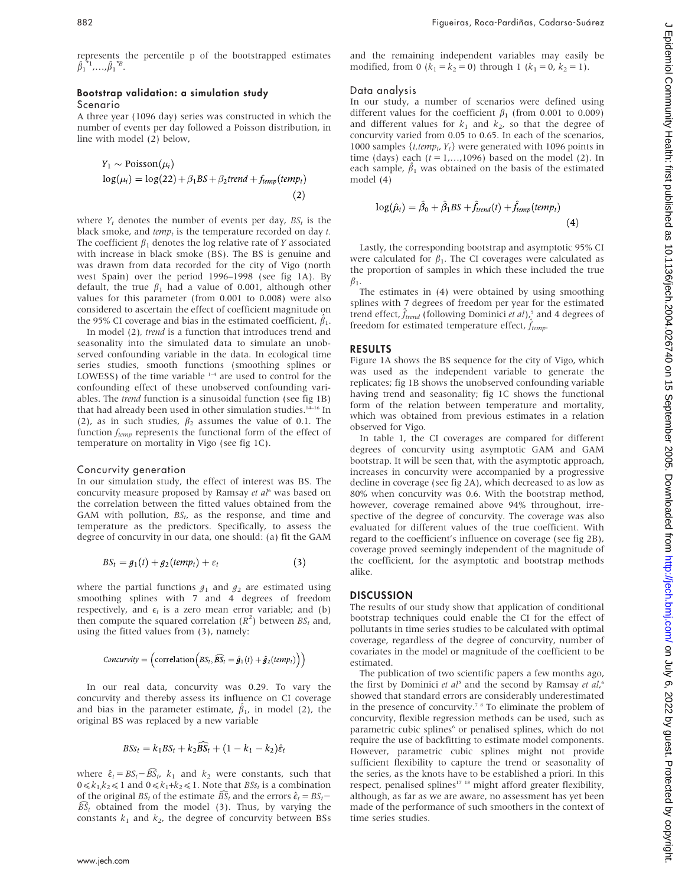represents the percentile p of the bootstrapped estimates $\hat{\beta}_1^{*1},\ldots,\hat{\beta}_1^{*B}$.

### Bootstrap validation: a simulation study

#### Scenario

A three year (1096 day) series was constructed in which the number of events per day followed a Poisson distribution, in line with model (2) below,

$$Y_1 \sim \text{Poisson}(\mu_i)$$
$$\log(\mu_t) = \log(22) + \beta_1 BS + \beta_2 trend + f_{temp}(temp_t) \qquad (2)$$

where $Y_t$ denotes the number of events per day, $BS_t$ is the black smoke, and $temp_t$ is the temperature recorded on day $t$. The coefficient $\beta_1$ denotes the log relative rate of $Y$ associated with increase in black smoke (BS). The BS is genuine and was drawn from data recorded for the city of Vigo (north west Spain) over the period 1996–1998 (see fig 1A). By default, the true $\beta_1$ had a value of 0.001, although other values for this parameter (from 0.001 to 0.008) were also considered to ascertain the effect of coefficient magnitude on the 95% CI coverage and bias in the estimated coefficient, $\hat{\beta}_1$.

In model (2), *trend* is a function that introduces trend and seasonality into the simulated data to simulate an unobserved confounding variable in the data. In ecological time series studies, smooth functions (smoothing splines or LOWESS) of the time variable [1–4] are used to control for the confounding effect of these unobserved confounding variables. The *trend* function is a sinusoidal function (see fig 1B) that had already been used in other simulation studies.[14–16] In (2), as in such studies, $\beta_2$ assumes the value of 0.1. The function $f_{temp}$ represents the functional form of the effect of temperature on mortality in Vigo (see fig 1C).

#### Concurvity generation

In our simulation study, the effect of interest was BS. The concurvity measure proposed by Ramsay *et al*[6] was based on the correlation between the fitted values obtained from the GAM with pollution, $BS_t$, as the response, and time and temperature as the predictors. Specifically, to assess the degree of concurvity in our data, one should: (a) fit the GAM

$$BS_t = g_1(t) + g_2(temp_t) + \varepsilon_t \qquad (3)$$

where the partial functions $g_1$ and $g_2$ are estimated using smoothing splines with 7 and 4 degrees of freedom respectively, and $\epsilon_t$ is a zero mean error variable; and (b) then compute the squared correlation ($R^2$) between $BS_t$ and, using the fitted values from (3), namely:

$$Concurvity = \left(\text{correlation}\left(BS_t, \widehat{BS}_t = \hat{g}_1(t) + \hat{g}_2(temp_t)\right)\right)$$

In our real data, concurvity was 0.29. To vary the concurvity and thereby assess its influence on CI coverage and bias in the parameter estimate, $\hat{\beta}_1$, in model (2), the original BS was replaced by a new variable

$$BSs_t = k_1 BS_t + k_2 \widehat{BS}_t + (1 - k_1 - k_2)\hat{\varepsilon}_t$$

where $\hat{\varepsilon}_t = BS_t - \widehat{BS}_t$, $k_1$ and $k_2$ were constants, such that $0 \leqslant k_1, k_2 \leqslant 1$ and $0 \leqslant k_1 + k_2 \leqslant 1$. Note that $BSs_t$ is a combination of the original $BS_t$ of the estimate $\widehat{BS}_t$ and the errors $\hat{\varepsilon}_t = BS_t - \widehat{BS}_t$ obtained from the model (3). Thus, by varying the constants $k_1$ and $k_2$, the degree of concurvity between BSs and the remaining independent variables may easily be modified, from 0 ($k_1 = k_2 = 0$) through 1 ($k_1 = 0$, $k_2 = 1$).

#### Data analysis

In our study, a number of scenarios were defined using different values for the coefficient $\beta_1$ (from 0.001 to 0.009) and different values for $k_1$ and $k_2$, so that the degree of concurvity varied from 0.05 to 0.65. In each of the scenarios, 1000 samples $\{t, temp_t, Y_t\}$ were generated with 1096 points in time (days) each ($t = 1,\ldots,1096$) based on the model (2). In each sample, $\hat{\beta}_1$ was obtained on the basis of the estimated model (4)

$$\log(\hat{\mu}_t) = \hat{\beta}_0 + \hat{\beta}_1 BS + \hat{f}_{trend}(t) + \hat{f}_{temp}(temp_t) \qquad (4)$$

Lastly, the corresponding bootstrap and asymptotic 95% CI were calculated for $\beta_1$. The CI coverages were calculated as the proportion of samples in which these included the true $\beta_1$.

The estimates in (4) were obtained by using smoothing splines with 7 degrees of freedom per year for the estimated trend effect, $\hat{f}_{trend}$ (following Dominici *et al*),[5] and 4 degrees of freedom for estimated temperature effect, $\hat{f}_{temp}$.

## RESULTS

Figure 1A shows the BS sequence for the city of Vigo, which was used as the independent variable to generate the replicates; fig 1B shows the unobserved confounding variable having trend and seasonality; fig 1C shows the functional form of the relation between temperature and mortality, which was obtained from previous estimates in a relation observed for Vigo.

In table 1, the CI coverages are compared for different degrees of concurvity using asymptotic GAM and GAM bootstrap. It will be seen that, with the asymptotic approach, increases in concurvity were accompanied by a progressive decline in coverage (see fig 2A), which decreased to as low as 80% when concurvity was 0.6. With the bootstrap method, however, coverage remained above 94% throughout, irrespective of the degree of concurvity. The coverage was also evaluated for different values of the true coefficient. With regard to the coefficient's influence on coverage (see fig 2B), coverage proved seemingly independent of the magnitude of the coefficient, for the asymptotic and bootstrap methods alike.

## DISCUSSION

The results of our study show that application of conditional bootstrap techniques could enable the CI for the effect of pollutants in time series studies to be calculated with optimal coverage, regardless of the degree of concurvity, number of covariates in the model or magnitude of the coefficient to be estimated.

The publication of two scientific papers a few months ago, the first by Dominici *et al*[5] and the second by Ramsay *et al*,[6] showed that standard errors are considerably underestimated in the presence of concurvity.[7 8] To eliminate the problem of concurvity, flexible regression methods can be used, such as parametric cubic splines[6] or penalised splines, which do not require the use of backfitting to estimate model components. However, parametric cubic splines might not provide sufficient flexibility to capture the trend or seasonality of the series, as the knots have to be established a priori. In this respect, penalised splines[17 18] might afford greater flexibility, although, as far as we are aware, no assessment has yet been made of the performance of such smoothers in the context of time series studies.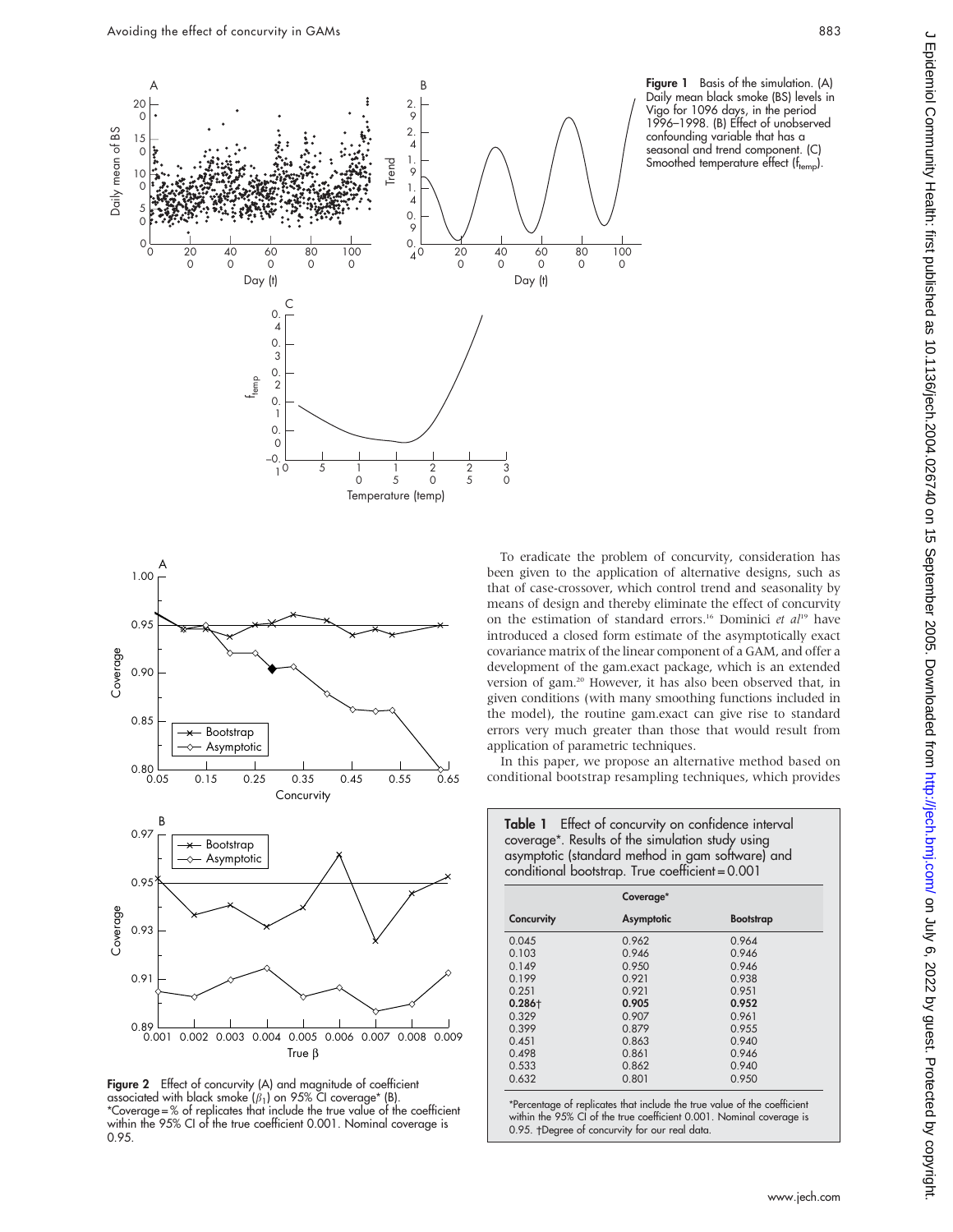**Figure 1** Basis of the simulation. (A) Daily mean black smoke (BS) levels in Vigo for 1096 days, in the period 1996–1998. (B) Effect of unobserved confounding variable that has a seasonal and trend component. (C) Smoothed temperature effect ($f_{temp}$).

**Figure 2** Effect of concurvity (A) and magnitude of coefficient associated with black smoke ($\beta_1$) on 95% CI coverage* (B). *Coverage = % of replicates that include the true value of the coefficient within the 95% CI of the true coefficient 0.001. Nominal coverage is 0.95.

To eradicate the problem of concurvity, consideration has been given to the application of alternative designs, such as that of case-crossover, which control trend and seasonality by means of design and thereby eliminate the effect of concurvity on the estimation of standard errors.[16] Dominici *et al*[19] have introduced a closed form estimate of the asymptotically exact covariance matrix of the linear component of a GAM, and offer a development of the gam.exact package, which is an extended version of gam.[20] However, it has also been observed that, in given conditions (with many smoothing functions included in the model), the routine gam.exact can give rise to standard errors very much greater than those that would result from application of parametric techniques.

In this paper, we propose an alternative method based on conditional bootstrap resampling techniques, which provides

**Table 1** Effect of concurvity on confidence interval coverage*. Results of the simulation study using asymptotic (standard method in gam software) and conditional bootstrap. True coefficient = 0.001

| | Coverage* | |
|---|---|---|
| **Concurvity** | **Asymptotic** | **Bootstrap** |
| 0.045 | 0.962 | 0.964 |
| 0.103 | 0.946 | 0.946 |
| 0.149 | 0.950 | 0.946 |
| 0.199 | 0.921 | 0.938 |
| 0.251 | 0.921 | 0.951 |
| **0.286†** | **0.905** | **0.952** |
| 0.329 | 0.907 | 0.961 |
| 0.399 | 0.879 | 0.955 |
| 0.451 | 0.863 | 0.940 |
| 0.498 | 0.861 | 0.946 |
| 0.533 | 0.862 | 0.940 |
| 0.632 | 0.801 | 0.950 |

*Percentage of replicates that include the true value of the coefficient within the 95% CI of the true coefficient 0.001. Nominal coverage is 0.95. †Degree of concurvity for our real data.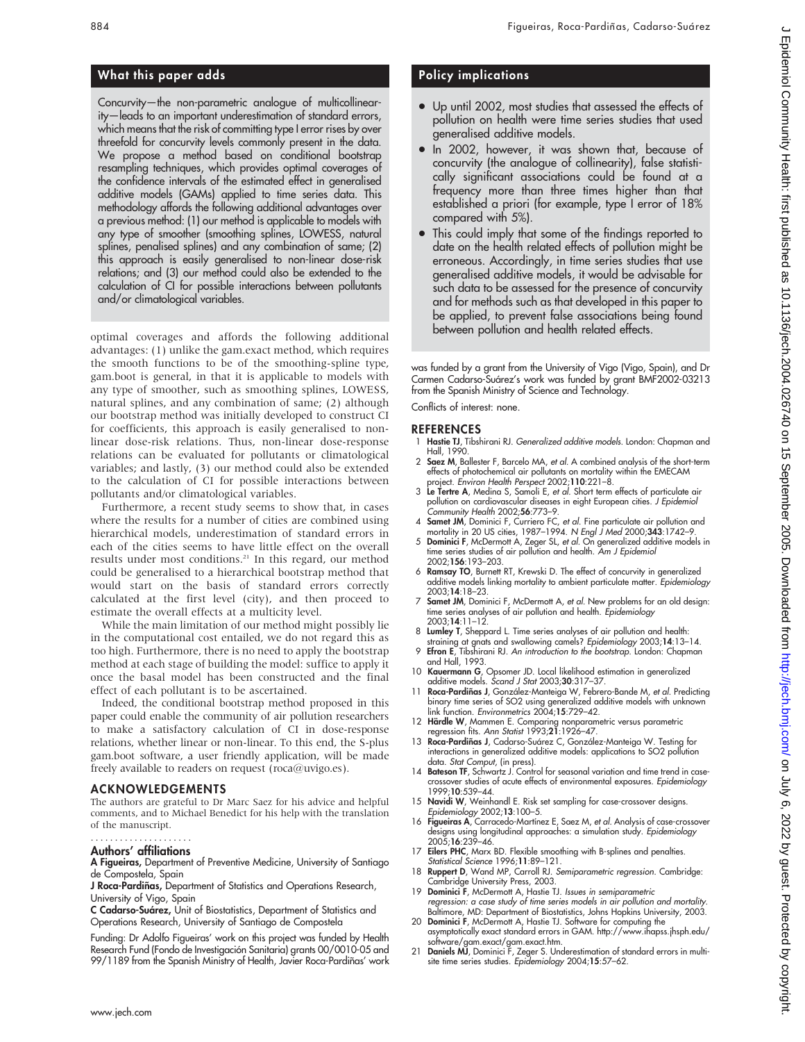## What this paper adds

Concurvity—the non-parametric analogue of multicollinearity—leads to an important underestimation of standard errors, which means that the risk of committing type I error rises by over threefold for concurvity levels commonly present in the data. We propose a method based on conditional bootstrap resampling techniques, which provides optimal coverages of the confidence intervals of the estimated effect in generalised additive models (GAMs) applied to time series data. This methodology affords the following additional advantages over a previous method: (1) our method is applicable to models with any type of smoother (smoothing splines, LOWESS, natural splines, penalised splines) and any combination of same; (2) this approach is easily generalised to non-linear dose-risk relations; and (3) our method could also be extended to the calculation of CI for possible interactions between pollutants and/or climatological variables.

optimal coverages and affords the following additional advantages: (1) unlike the gam.exact method, which requires the smooth functions to be of the smoothing-spline type, gam.boot is general, in that it is applicable to models with any type of smoother, such as smoothing splines, LOWESS, natural splines, and any combination of same; (2) although our bootstrap method was initially developed to construct CI for coefficients, this approach is easily generalised to non-linear dose-risk relations. Thus, non-linear dose-response relations can be evaluated for pollutants or climatological variables; and lastly, (3) our method could also be extended to the calculation of CI for possible interactions between pollutants and/or climatological variables.

Furthermore, a recent study seems to show that, in cases where the results for a number of cities are combined using hierarchical models, underestimation of standard errors in each of the cities seems to have little effect on the overall results under most conditions.[21] In this regard, our method could be generalised to a hierarchical bootstrap method that would start on the basis of standard errors correctly calculated at the first level (city), and then proceed to estimate the overall effects at a multicity level.

While the main limitation of our method might possibly lie in the computational cost entailed, we do not regard this as too high. Furthermore, there is no need to apply the bootstrap method at each stage of building the model: suffice to apply it once the basal model has been constructed and the final effect of each pollutant is to be ascertained.

Indeed, the conditional bootstrap method proposed in this paper could enable the community of air pollution researchers to make a satisfactory calculation of CI in dose-response relations, whether linear or non-linear. To this end, the S-plus gam.boot software, a user friendly application, will be made freely available to readers on request (roca@uvigo.es).

## ACKNOWLEDGEMENTS

The authors are grateful to Dr Marc Saez for his advice and helpful comments, and to Michael Benedict for his help with the translation of the manuscript.

### Authors' affiliations

**A Figueiras,** Department of Preventive Medicine, University of Santiago de Compostela, Spain

**J Roca-Pardiñas,** Department of Statistics and Operations Research, University of Vigo, Spain

**C Cadarso-Suárez,** Unit of Biostatistics, Department of Statistics and Operations Research, University of Santiago de Compostela

Funding: Dr Adolfo Figueiras' work on this project was funded by Health Research Fund (Fondo de Investigación Sanitaria) grants 00/0010-05 and 99/1189 from the Spanish Ministry of Health, Javier Roca-Pardiñas' work was funded by a grant from the University of Vigo (Vigo, Spain), and Dr Carmen Cadarso-Suárez's work was funded by grant BMF2002-03213 from the Spanish Ministry of Science and Technology.

Conflicts of interest: none.

## Policy implications

- Up until 2002, most studies that assessed the effects of pollution on health were time series studies that used generalised additive models.
- In 2002, however, it was shown that, because of concurvity (the analogue of collinearity), false statistically significant associations could be found at a frequency more than three times higher than that established a priori (for example, type I error of 18% compared with 5%).
- This could imply that some of the findings reported to date on the health related effects of pollution might be erroneous. Accordingly, in time series studies that use generalised additive models, it would be advisable for such data to be assessed for the presence of concurvity and for methods such as that developed in this paper to be applied, to prevent false associations being found between pollution and health related effects.

## REFERENCES

1. **Hastie TJ**, Tibshirani RJ. *Generalized additive models*. London: Chapman and Hall, 1990.
2. **Saez M**, Ballester F, Barcelo MA, *et al*. A combined analysis of the short-term effects of photochemical air pollutants on mortality within the EMECAM project. *Environ Health Perspect* 2002;**110**:221–8.
3. **Le Tertre A**, Medina S, Samoli E, *et al*. Short term effects of particulate air pollution on cardiovascular diseases in eight European cities. *J Epidemiol Community Health* 2002;**56**:773–9.
4. **Samet JM**, Dominici F, Curriero FC, *et al*. Fine particulate air pollution and mortality in 20 US cities, 1987–1994. *N Engl J Med* 2000;**343**:1742–9.
5. **Dominici F**, McDermott A, Zeger SL, *et al*. On generalized additive models in time series studies of air pollution and health. *Am J Epidemiol* 2002;**156**:193–203.
6. **Ramsay TO**, Burnett RT, Krewski D. The effect of concurvity in generalized additive models linking mortality to ambient particulate matter. *Epidemiology* 2003;**14**:18–23.
7. **Samet JM**, Dominici F, McDermott A, *et al*. New problems for an old design: time series analyses of air pollution and health. *Epidemiology* 2003;**14**:11–12.
8. **Lumley T**, Sheppard L. Time series analyses of air pollution and health: straining at gnats and swallowing camels? *Epidemiology* 2003;**14**:13–14.
9. **Efron E**, Tibshirani RJ. *An introduction to the bootstrap*. London: Chapman and Hall, 1993.
10. **Kauermann G**, Opsomer JD. Local likelihood estimation in generalized additive models. *Scand J Stat* 2003;**30**:317–37.
11. **Roca-Pardiñas J**, González-Manteiga W, Febrero-Bande M, *et al*. Predicting binary time series of SO2 using generalized additive models with unknown link function. *Environmetrics* 2004;**15**:729–42.
12. **Härdle W**, Mammen E. Comparing nonparametric versus parametric regression fits. *Ann Statist* 1993;**21**:1926–47.
13. **Roca-Pardiñas J**, Cadarso-Suárez C, González-Manteiga W. Testing for interactions in generalized additive models: applications to SO2 pollution data. *Stat Comput*, (in press).
14. **Bateson TF**, Schwartz J. Control for seasonal variation and time trend in case-crossover studies of acute effects of environmental exposures. *Epidemiology* 1999;**10**:539–44.
15. **Navidi W**, Weinhandl E. Risk set sampling for case-crossover designs. *Epidemiology* 2002;**13**:100–5.
16. **Figueiras A**, Carracedo-Martínez E, Saez M, *et al*. Analysis of case-crossover designs using longitudinal approaches: a simulation study. *Epidemiology* 2005;**16**:239–46.
17. **Eilers PHC**, Marx BD. Flexible smoothing with B-splines and penalties. *Statistical Science* 1996;**11**:89–121.
18. **Ruppert D**, Wand MP, Carroll RJ. *Semiparametric regression*. Cambridge: Cambridge University Press, 2003.
19. **Dominici F**, McDermott A, Hastie TJ. *Issues in semiparametric regression: a case study of time series models in air pollution and mortality*. Baltimore, MD: Department of Biostatistics, Johns Hopkins University, 2003.
20. **Dominici F**, McDermott A, Hastie TJ. Software for computing the asymptotically exact standard errors in GAM. http://www.ihapss.jhsph.edu/software/gam.exact/gam.exact.htm.
21. **Daniels MJ**, Dominici F, Zeger S. Underestimation of standard errors in multi-site time series studies. *Epidemiology* 2004;**15**:57–62.